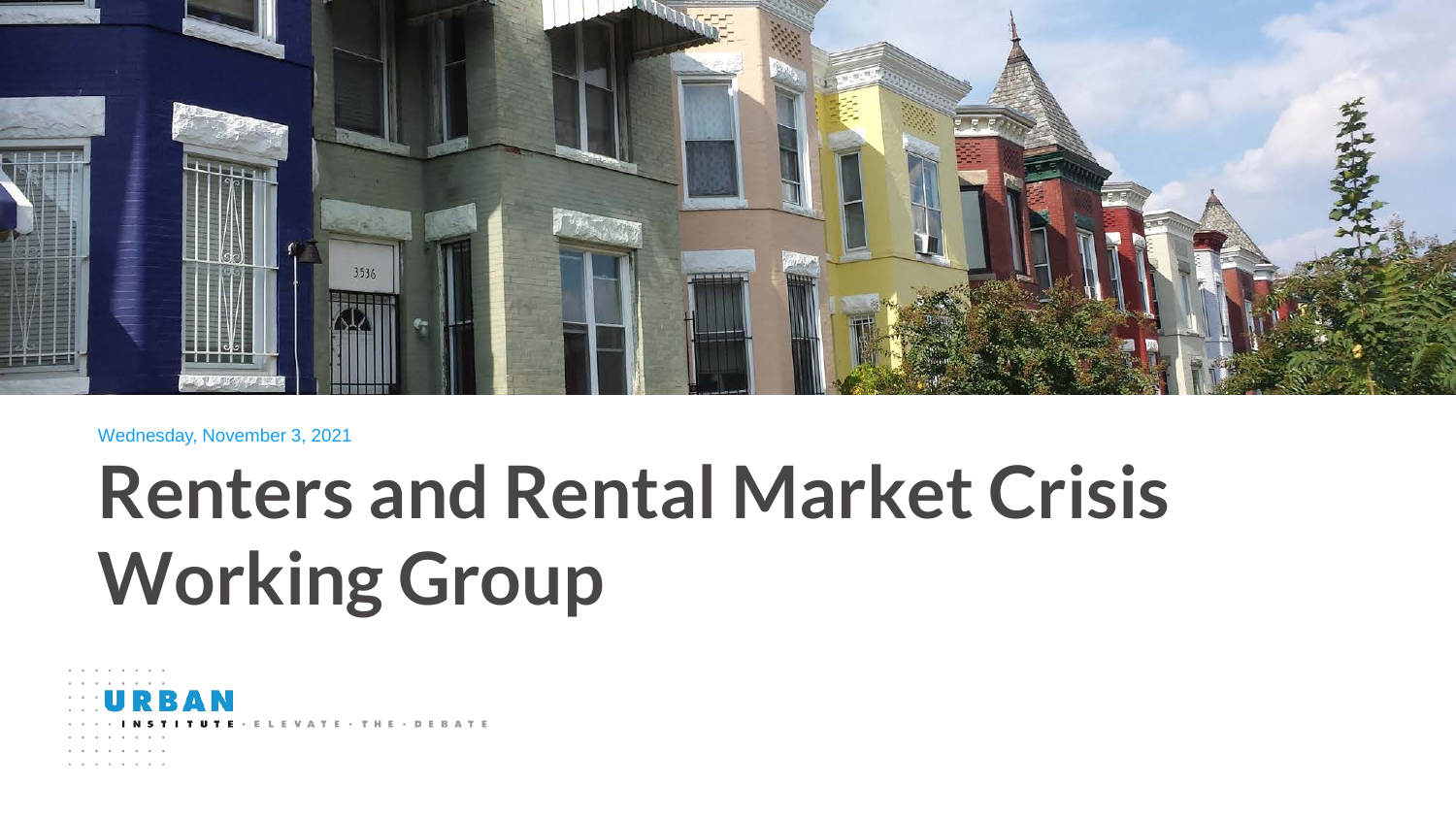Wednesday, November 3, 2021

# Renters and Rental Market Crisis Working Group

URBAN INSTITUTE · ELEVATE · THE · DEBATE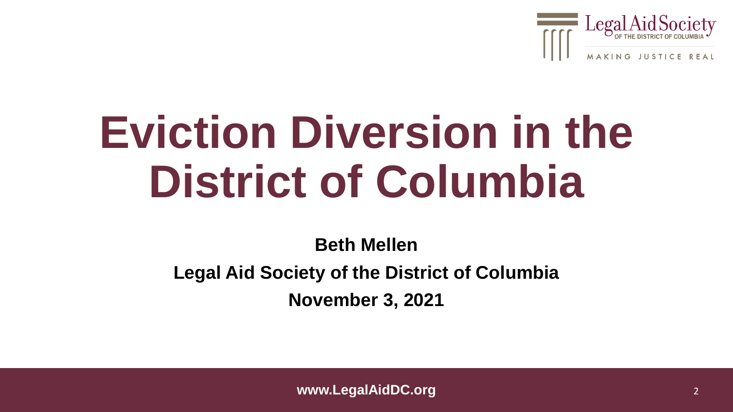# Eviction Diversion in the District of Columbia

**Beth Mellen**

**Legal Aid Society of the District of Columbia**

**November 3, 2021**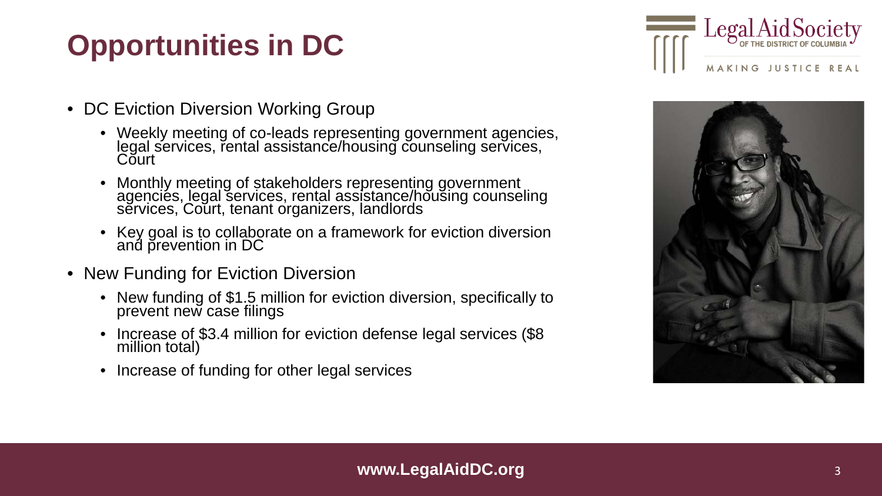# Opportunities in DC

- DC Eviction Diversion Working Group
  - Weekly meeting of co-leads representing government agencies, legal services, rental assistance/housing counseling services, Court
  - Monthly meeting of stakeholders representing government agencies, legal services, rental assistance/housing counseling services, Court, tenant organizers, landlords
  - Key goal is to collaborate on a framework for eviction diversion and prevention in DC
- New Funding for Eviction Diversion
  - New funding of $1.5 million for eviction diversion, specifically to prevent new case filings
  - Increase of $3.4 million for eviction defense legal services ($8 million total)
  - Increase of funding for other legal services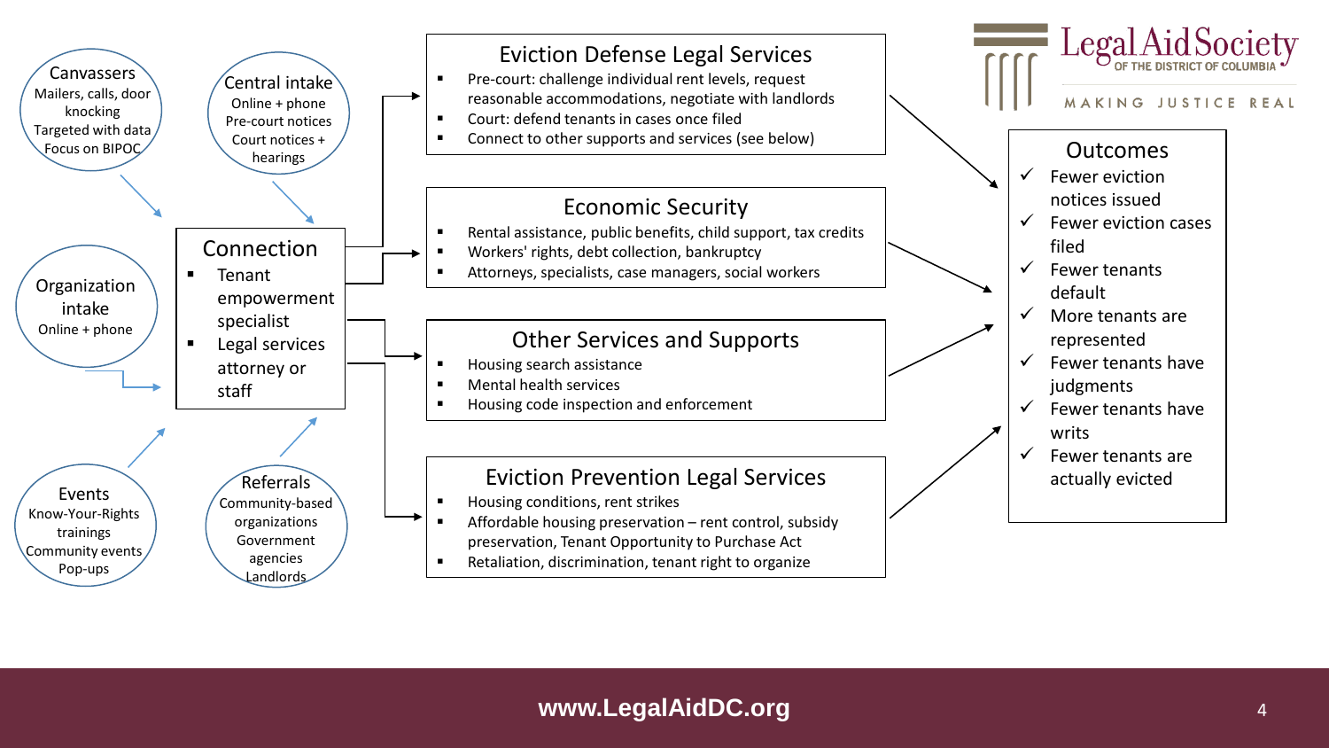**Canvassers**
Mailers, calls, door knocking
Targeted with data
Focus on BIPOC

**Central intake**
Online + phone
Pre-court notices
Court notices + hearings

**Organization intake**
Online + phone

**Events**
Know-Your-Rights trainings
Community events
Pop-ups

**Referrals**
Community-based organizations
Government agencies
Landlords

## Connection

- Tenant empowerment specialist
- Legal services attorney or staff

## Eviction Defense Legal Services

- Pre-court: challenge individual rent levels, request reasonable accommodations, negotiate with landlords
- Court: defend tenants in cases once filed
- Connect to other supports and services (see below)

## Economic Security

- Rental assistance, public benefits, child support, tax credits
- Workers' rights, debt collection, bankruptcy
- Attorneys, specialists, case managers, social workers

## Other Services and Supports

- Housing search assistance
- Mental health services
- Housing code inspection and enforcement

## Eviction Prevention Legal Services

- Housing conditions, rent strikes
- Affordable housing preservation – rent control, subsidy preservation, Tenant Opportunity to Purchase Act
- Retaliation, discrimination, tenant right to organize

## Outcomes

- ✓ Fewer eviction notices issued
- ✓ Fewer eviction cases filed
- ✓ Fewer tenants default
- ✓ More tenants are represented
- ✓ Fewer tenants have judgments
- ✓ Fewer tenants have writs
- ✓ Fewer tenants are actually evicted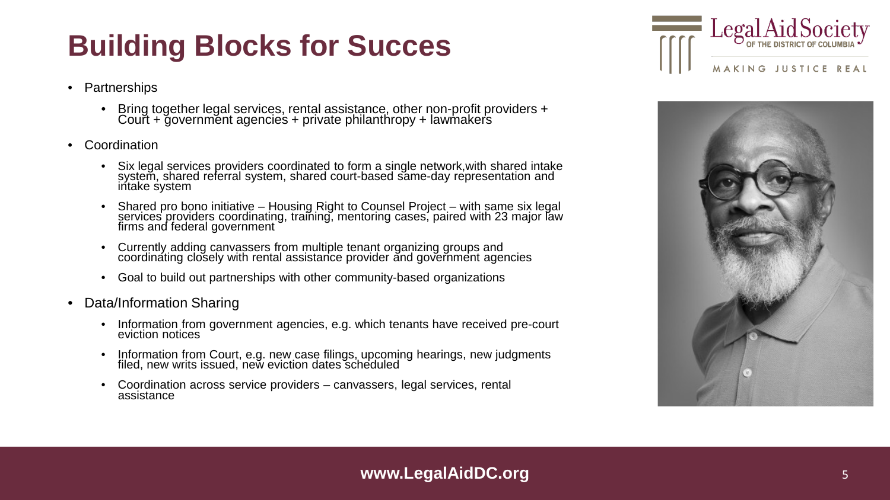# Building Blocks for Succes

- Partnerships
  - Bring together legal services, rental assistance, other non-profit providers + Court + government agencies + private philanthropy + lawmakers
- Coordination
  - Six legal services providers coordinated to form a single network,with shared intake system, shared referral system, shared court-based same-day representation and intake system
  - Shared pro bono initiative – Housing Right to Counsel Project – with same six legal services providers coordinating, training, mentoring cases, paired with 23 major law firms and federal government
  - Currently adding canvassers from multiple tenant organizing groups and coordinating closely with rental assistance provider and government agencies
  - Goal to build out partnerships with other community-based organizations
- Data/Information Sharing
  - Information from government agencies, e.g. which tenants have received pre-court eviction notices
  - Information from Court, e.g. new case filings, upcoming hearings, new judgments filed, new writs issued, new eviction dates scheduled
  - Coordination across service providers – canvassers, legal services, rental assistance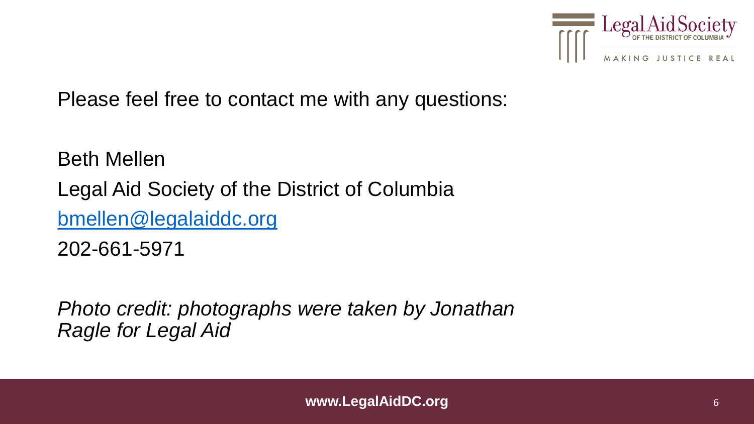Please feel free to contact me with any questions:

Beth Mellen

Legal Aid Society of the District of Columbia

bmellen@legalaiddc.org

202-661-5971

*Photo credit: photographs were taken by Jonathan Ragle for Legal Aid*

**www.LegalAidDC.org**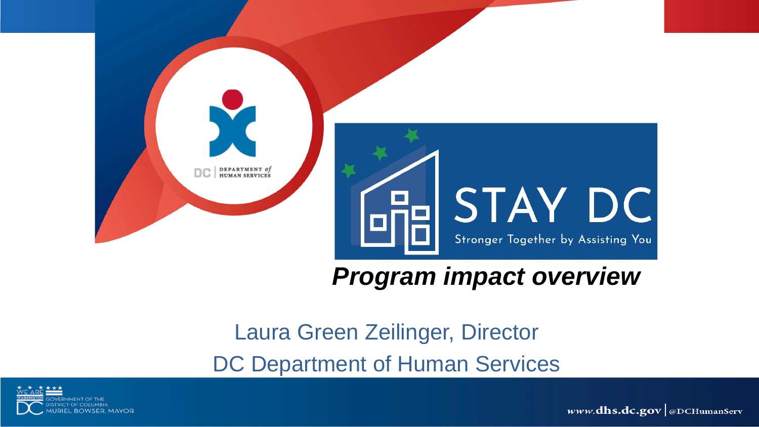# STAY DC

Stronger Together by Assisting You

## *Program impact overview*

Laura Green Zeilinger, Director

DC Department of Human Services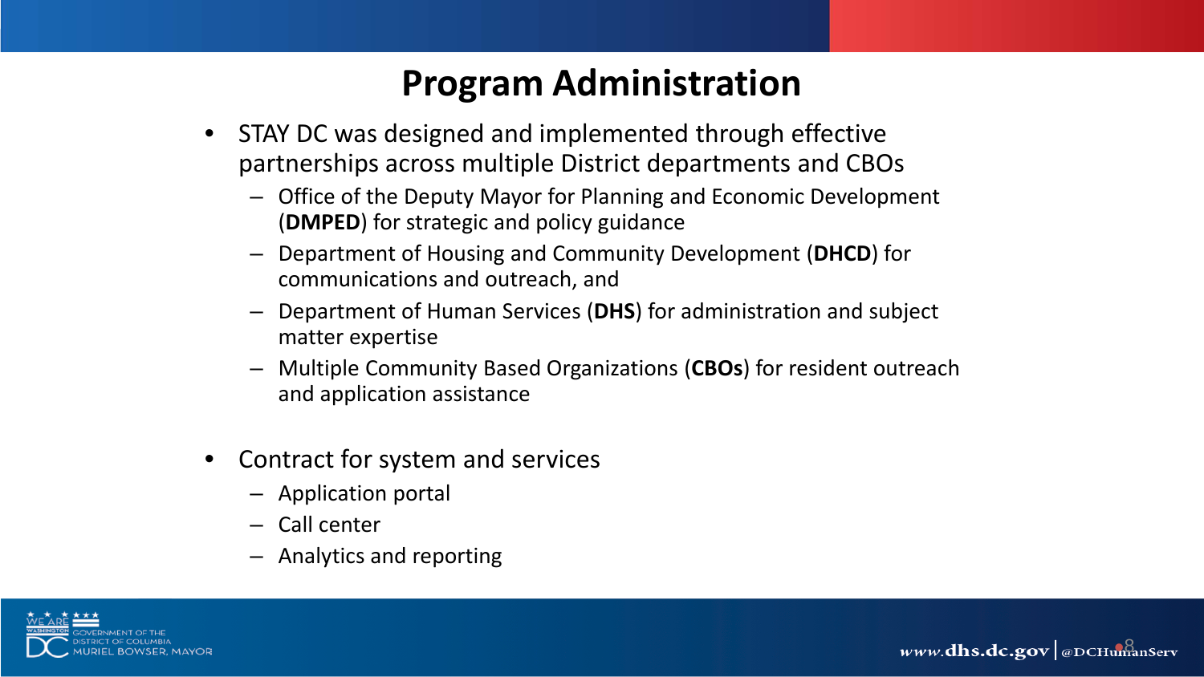# Program Administration

- STAY DC was designed and implemented through effective partnerships across multiple District departments and CBOs
  - Office of the Deputy Mayor for Planning and Economic Development (**DMPED**) for strategic and policy guidance
  - Department of Housing and Community Development (**DHCD**) for communications and outreach, and
  - Department of Human Services (**DHS**) for administration and subject matter expertise
  - Multiple Community Based Organizations (**CBOs**) for resident outreach and application assistance

- Contract for system and services
  - Application portal
  - Call center
  - Analytics and reporting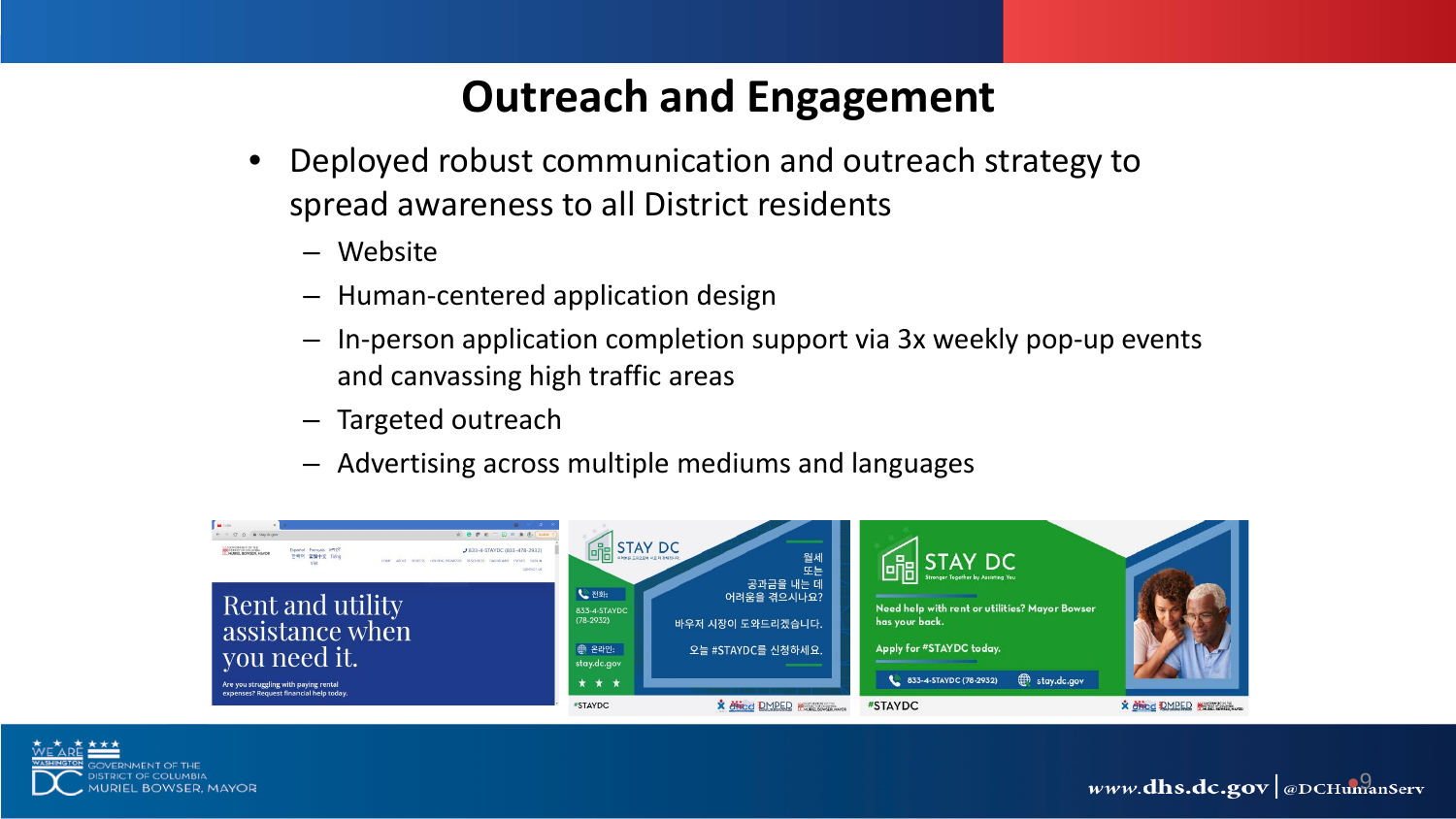# Outreach and Engagement

- Deployed robust communication and outreach strategy to spread awareness to all District residents
  - Website
  - Human-centered application design
  - In-person application completion support via 3x weekly pop-up events and canvassing high traffic areas
  - Targeted outreach
  - Advertising across multiple mediums and languages

Rent and utility assistance when you need it.

Are you struggling with paying rental expenses? Request financial help today.

STAY DC

월세 또는 공과금을 내는 데 어려움을 겪으시나요?

바우저 시장이 도와드리겠습니다.

오늘 #STAYDC를 신청하세요.

전화: 833-4-STAYDC (78-2932)

온라인: stay.dc.gov

#STAYDC

STAY DC

Stronger Together by Assisting You

Need help with rent or utilities? Mayor Bowser has your back.

Apply for #STAYDC today.

833-4-STAYDC (78-2932) stay.dc.gov

#STAYDC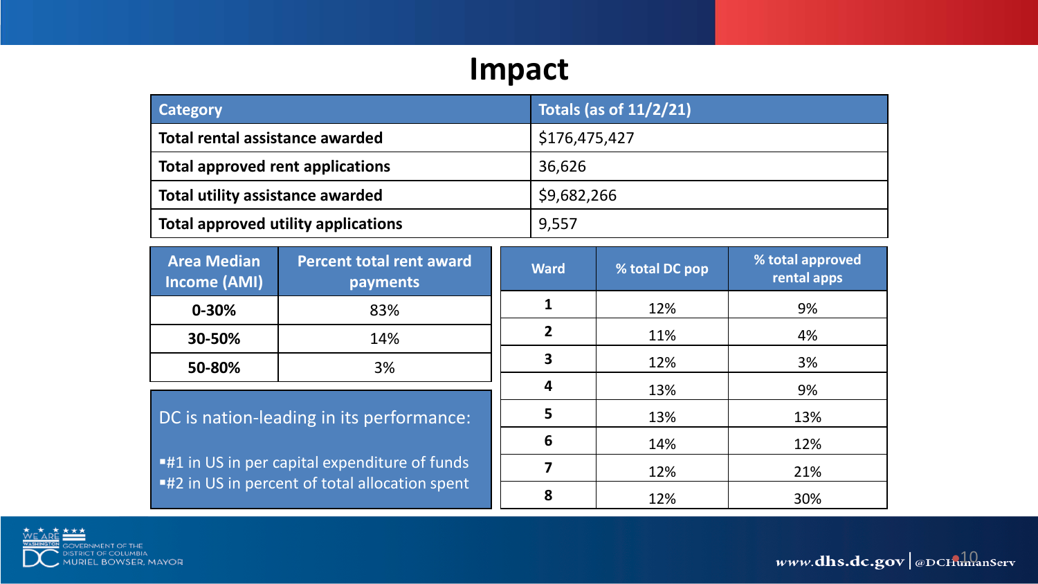# Impact

| Category | Totals (as of 11/2/21) |
|---|---|
| Total rental assistance awarded | $176,475,427 |
| Total approved rent applications | 36,626 |
| Total utility assistance awarded | $9,682,266 |
| Total approved utility applications | 9,557 |

| Area Median Income (AMI) | Percent total rent award payments |
|---|---|
| 0-30% | 83% |
| 30-50% | 14% |
| 50-80% | 3% |

DC is nation-leading in its performance:

- #1 in US in per capital expenditure of funds
- #2 in US in percent of total allocation spent

| Ward | % total DC pop | % total approved rental apps |
|---|---|---|
| 1 | 12% | 9% |
| 2 | 11% | 4% |
| 3 | 12% | 3% |
| 4 | 13% | 9% |
| 5 | 13% | 13% |
| 6 | 14% | 12% |
| 7 | 12% | 21% |
| 8 | 12% | 30% |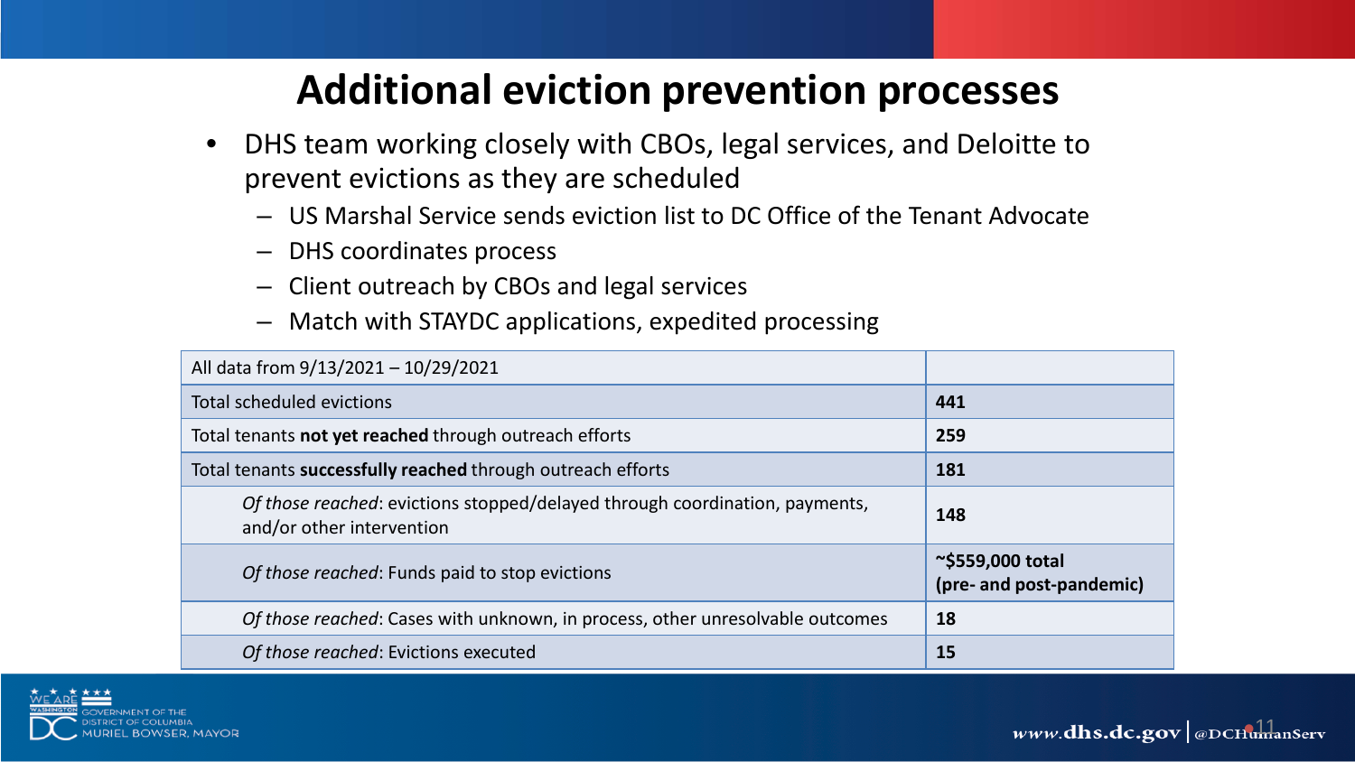# Additional eviction prevention processes

- DHS team working closely with CBOs, legal services, and Deloitte to prevent evictions as they are scheduled
  - US Marshal Service sends eviction list to DC Office of the Tenant Advocate
  - DHS coordinates process
  - Client outreach by CBOs and legal services
  - Match with STAYDC applications, expedited processing

| All data from 9/13/2021 – 10/29/2021 | |
|---|---|
| Total scheduled evictions | **441** |
| Total tenants **not yet reached** through outreach efforts | **259** |
| Total tenants **successfully reached** through outreach efforts | **181** |
| *Of those reached*: evictions stopped/delayed through coordination, payments, and/or other intervention | **148** |
| *Of those reached*: Funds paid to stop evictions | **~$559,000 total (pre- and post-pandemic)** |
| *Of those reached*: Cases with unknown, in process, other unresolvable outcomes | **18** |
| *Of those reached*: Evictions executed | **15** |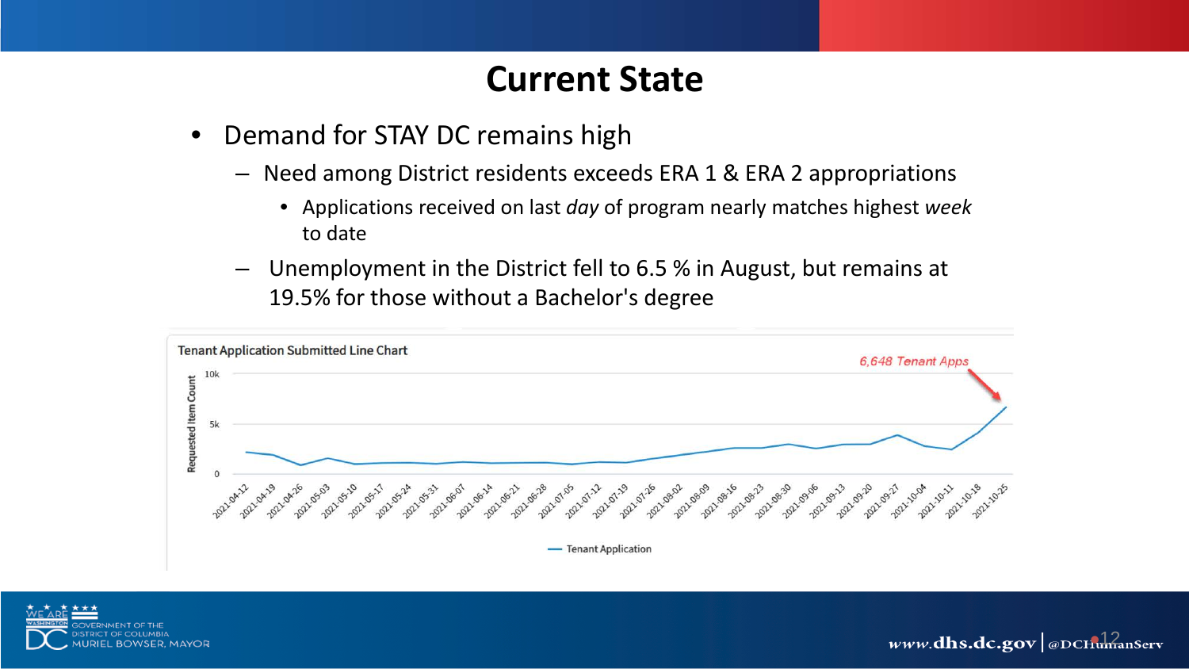# Current State

- Demand for STAY DC remains high
  - Need among District residents exceeds ERA 1 & ERA 2 appropriations
    - Applications received on last *day* of program nearly matches highest *week* to date
  - Unemployment in the District fell to 6.5 % in August, but remains at 19.5% for those without a Bachelor's degree

**Tenant Application Submitted Line Chart**

6,648 Tenant Apps

Requested Item Count: 0, 5k, 10k

2021-04-12, 2021-04-19, 2021-04-26, 2021-05-03, 2021-05-10, 2021-05-17, 2021-05-24, 2021-05-31, 2021-06-07, 2021-06-14, 2021-06-21, 2021-06-28, 2021-07-05, 2021-07-12, 2021-07-19, 2021-07-26, 2021-08-02, 2021-08-09, 2021-08-16, 2021-08-23, 2021-08-30, 2021-09-06, 2021-09-13, 2021-09-20, 2021-09-27, 2021-10-04, 2021-10-11, 2021-10-18, 2021-10-25

— Tenant Application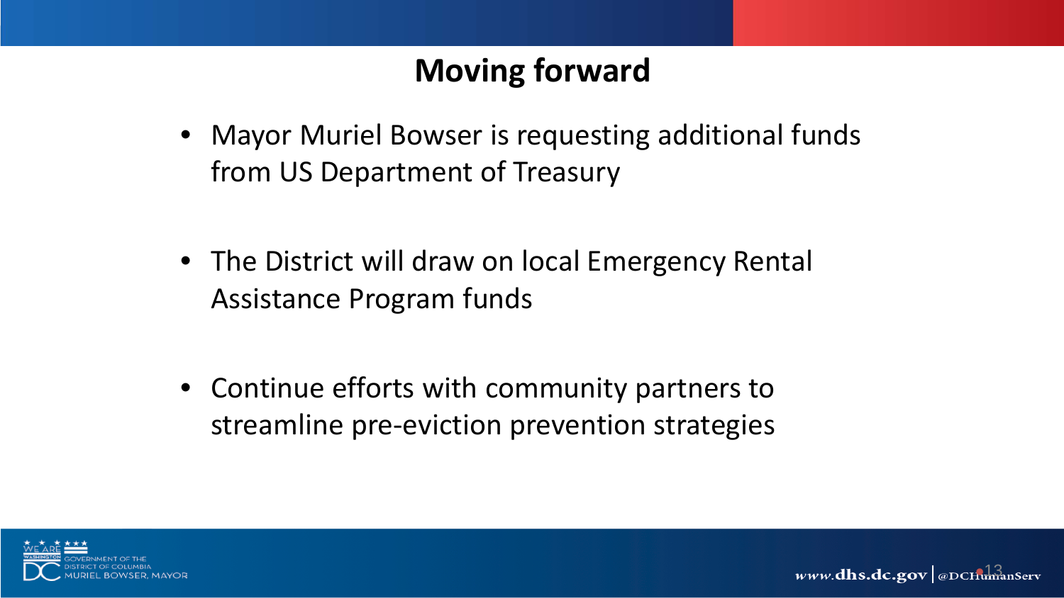# Moving forward

- Mayor Muriel Bowser is requesting additional funds from US Department of Treasury

- The District will draw on local Emergency Rental Assistance Program funds

- Continue efforts with community partners to streamline pre-eviction prevention strategies